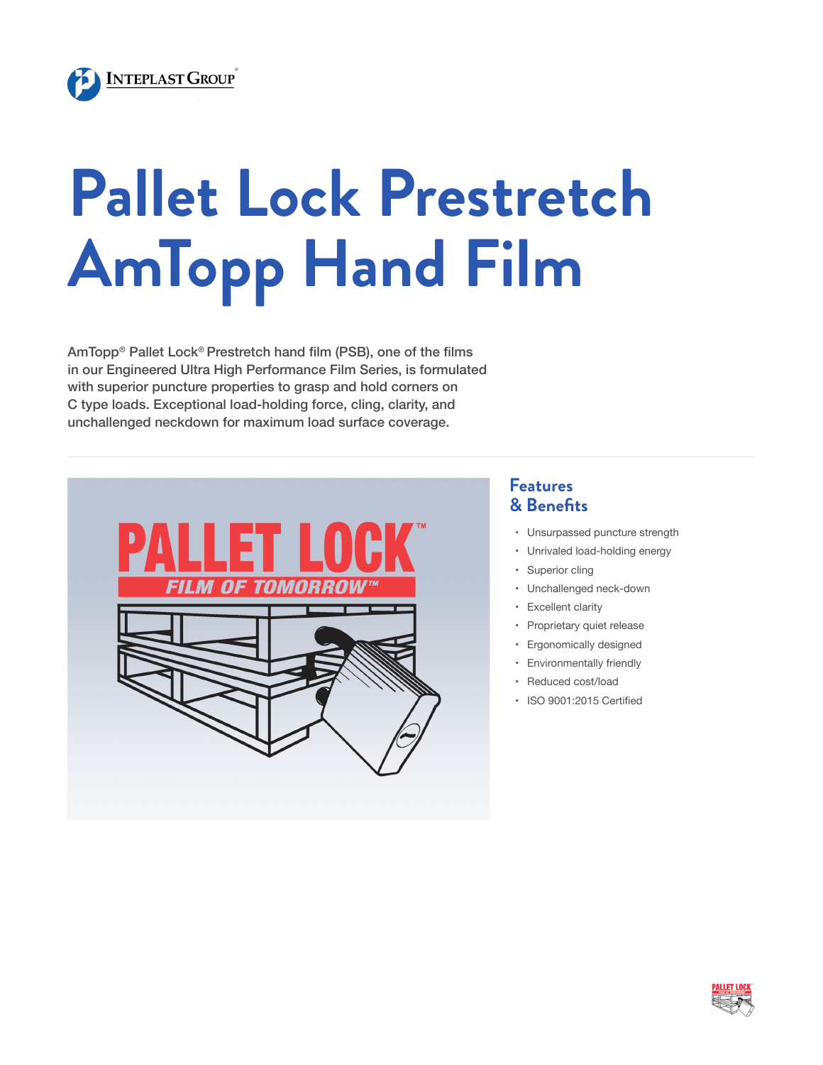# Pallet Lock Prestretch AmTopp Hand Film

AmTopp® Pallet Lock® Prestretch hand film (PSB), one of the films in our Engineered Ultra High Performance Film Series, is formulated with superior puncture properties to grasp and hold corners on C type loads. Exceptional load-holding force, cling, clarity, and unchallenged neckdown for maximum load surface coverage.

## Features & Benefits

- Unsurpassed puncture strength
- Unrivaled load-holding energy
- Superior cling
- Unchallenged neck-down
- Excellent clarity
- Proprietary quiet release
- Ergonomically designed
- Environmentally friendly
- Reduced cost/load
- ISO 9001:2015 Certified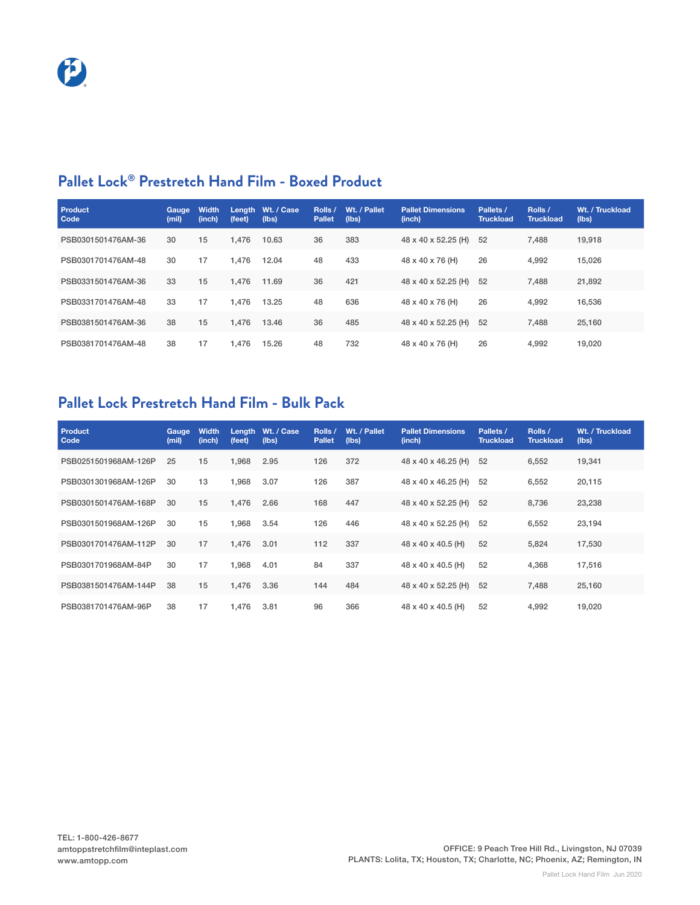## Pallet Lock® Prestretch Hand Film - Boxed Product

| Product Code | Gauge (mil) | Width (inch) | Length (feet) | Wt. / Case (lbs) | Rolls / Pallet | Wt. / Pallet (lbs) | Pallet Dimensions (inch) | Pallets / Truckload | Rolls / Truckload | Wt. / Truckload (lbs) |
|---|---|---|---|---|---|---|---|---|---|---|
| PSB0301501476AM-36 | 30 | 15 | 1,476 | 10.63 | 36 | 383 | 48 x 40 x 52.25 (H) | 52 | 7,488 | 19,918 |
| PSB0301701476AM-48 | 30 | 17 | 1,476 | 12.04 | 48 | 433 | 48 x 40 x 76 (H) | 26 | 4,992 | 15,026 |
| PSB0331501476AM-36 | 33 | 15 | 1,476 | 11.69 | 36 | 421 | 48 x 40 x 52.25 (H) | 52 | 7,488 | 21,892 |
| PSB0331701476AM-48 | 33 | 17 | 1,476 | 13.25 | 48 | 636 | 48 x 40 x 76 (H) | 26 | 4,992 | 16,536 |
| PSB0381501476AM-36 | 38 | 15 | 1,476 | 13.46 | 36 | 485 | 48 x 40 x 52.25 (H) | 52 | 7,488 | 25,160 |
| PSB0381701476AM-48 | 38 | 17 | 1,476 | 15.26 | 48 | 732 | 48 x 40 x 76 (H) | 26 | 4,992 | 19,020 |

## Pallet Lock Prestretch Hand Film - Bulk Pack

| Product Code | Gauge (mil) | Width (inch) | Length (feet) | Wt. / Case (lbs) | Rolls / Pallet | Wt. / Pallet (lbs) | Pallet Dimensions (inch) | Pallets / Truckload | Rolls / Truckload | Wt. / Truckload (lbs) |
|---|---|---|---|---|---|---|---|---|---|---|
| PSB0251501968AM-126P | 25 | 15 | 1,968 | 2.95 | 126 | 372 | 48 x 40 x 46.25 (H) | 52 | 6,552 | 19,341 |
| PSB0301301968AM-126P | 30 | 13 | 1,968 | 3.07 | 126 | 387 | 48 x 40 x 46.25 (H) | 52 | 6,552 | 20,115 |
| PSB0301501476AM-168P | 30 | 15 | 1,476 | 2.66 | 168 | 447 | 48 x 40 x 52.25 (H) | 52 | 8,736 | 23,238 |
| PSB0301501968AM-126P | 30 | 15 | 1,968 | 3.54 | 126 | 446 | 48 x 40 x 52.25 (H) | 52 | 6,552 | 23,194 |
| PSB0301701476AM-112P | 30 | 17 | 1,476 | 3.01 | 112 | 337 | 48 x 40 x 40.5 (H) | 52 | 5,824 | 17,530 |
| PSB0301701968AM-84P | 30 | 17 | 1,968 | 4.01 | 84 | 337 | 48 x 40 x 40.5 (H) | 52 | 4,368 | 17,516 |
| PSB0381501476AM-144P | 38 | 15 | 1,476 | 3.36 | 144 | 484 | 48 x 40 x 52.25 (H) | 52 | 7,488 | 25,160 |
| PSB0381701476AM-96P | 38 | 17 | 1,476 | 3.81 | 96 | 366 | 48 x 40 x 40.5 (H) | 52 | 4,992 | 19,020 |

TEL: 1-800-426-8677
amtoppstretchfilm@inteplast.com
www.amtopp.com

OFFICE: 9 Peach Tree Hill Rd., Livingston, NJ 07039
PLANTS: Lolita, TX; Houston, TX; Charlotte, NC; Phoenix, AZ; Remington, IN

Pallet Lock Hand Film Jun 2020